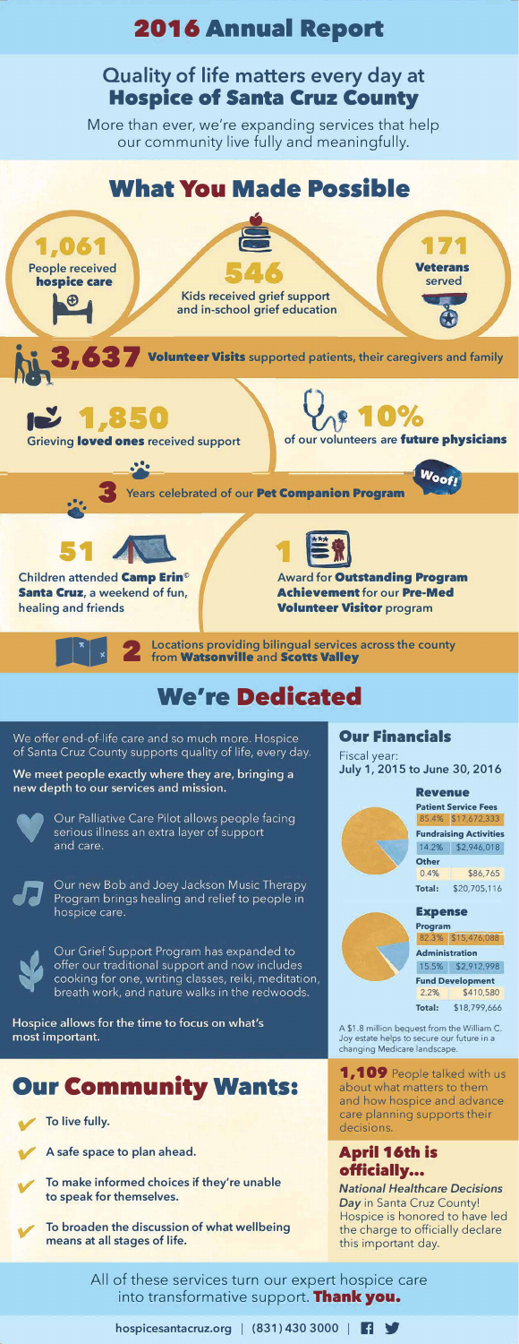# 2016 Annual Report

## Quality of life matters every day at Hospice of Santa Cruz County

More than ever, we're expanding services that help our community live fully and meaningfully.

## What You Made Possible

**1,061** People received **hospice care**

**546** Kids received grief support and in-school grief education

**171** **Veterans** served

**3,637** **Volunteer Visits** supported patients, their caregivers and family

**1,850** Grieving **loved ones** received support

**10%** of our volunteers are **future physicians**

**3** Years celebrated of our **Pet Companion Program**

Woof!

**51** Children attended **Camp Erin© Santa Cruz**, a weekend of fun, healing and friends

**1** Award for **Outstanding Program Achievement** for our **Pre-Med Volunteer Visitor** program

**2** Locations providing bilingual services across the county from **Watsonville** and **Scotts Valley**

## We're Dedicated

We offer end-of-life care and so much more. Hospice of Santa Cruz County supports quality of life, every day.

**We meet people exactly where they are, bringing a new depth to our services and mission.**

Our Palliative Care Pilot allows people facing serious illness an extra layer of support and care.

Our new Bob and Joey Jackson Music Therapy Program brings healing and relief to people in hospice care.

Our Grief Support Program has expanded to offer our traditional support and now includes cooking for one, writing classes, reiki, meditation, breath work, and nature walks in the redwoods.

**Hospice allows for the time to focus on what's most important.**

### Our Financials

Fiscal year:
**July 1, 2015 to June 30, 2016**

**Revenue**

| Revenue | % | Amount |
|---|---|---|
| Patient Service Fees | 85.4% | $17,672,333 |
| Fundraising Activities | 14.2% | $2,946,018 |
| Other | 0.4% | $86,765 |
| Total: | | $20,705,116 |

**Expense**

| Expense | % | Amount |
|---|---|---|
| Program | 82.3% | $15,476,088 |
| Administration | 15.5% | $2,912,998 |
| Fund Development | 2.2% | $410,580 |
| Total: | | $18,799,666 |

A $1.8 million bequest from the William C. Joy estate helps to secure our future in a changing Medicare landscape.

## Our Community Wants:

- To live fully.
- A safe space to plan ahead.
- To make informed choices if they're unable to speak for themselves.
- To broaden the discussion of what wellbeing means at all stages of life.

**1,109** People talked with us about what matters to them and how hospice and advance care planning supports their decisions.

### April 16th is officially...

***National Healthcare Decisions Day*** in Santa Cruz County! Hospice is honored to have led the charge to officially declare this important day.

All of these services turn our expert hospice care into transformative support. **Thank you.**

hospicesantacruz.org | (831) 430 3000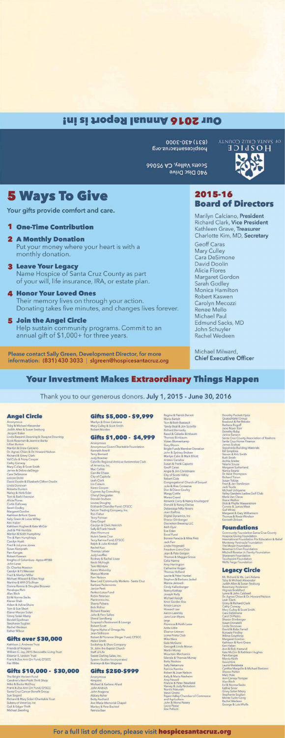# Our 2016 Annual Report is in!

HOSPICE OF SANTA CRUZ COUNTY

940 Disc Drive
Scotts Valley, CA 95066

(831) 430-3000
hospicesantacruz.org

## 5 Ways To Give

Your gifts provide comfort and care.

**1 One-Time Contribution**

**2 A Monthly Donation**
Put your money where your heart is with a monthly donation.

**3 Leave Your Legacy**
Name Hospice of Santa Cruz County as part of your will, life insurance, IRA, or estate plan.

**4 Honor Your Loved Ones**
Their memory lives on through your action. Donating takes five minutes, and changes lives forever.

**5 Join the Angel Circle**
Help sustain community programs. Commit to an annual gift of $1,000+ for three years.

**Please contact Sally Green, Development Director, for more information: (831) 430 3033 | slgreen@hospicesantacruz.org**

## 2015-16 Board of Directors

Marilyn Calciano, **President**
Richard Clark, **Vice President**
Kathleen Grave, **Treasurer**
Charlotte Kim, MD, **Secretary**

Geoff Caras
Mary Culley
Cara DeSimone
David Doolin
Alicia Flores
Margaret Gordon
Sarah Godley
Monica Hamilton
Robert Kaswen
Carolyn Mecozzi
Renee Mello
Michael Paul
Edmund Sacks, MD
John Schuyler
Rachel Wedeen

Michael Milward,
**Chief Executive Officer**

## Your Investment Makes Extraordinary Things Happen

Thank you to our generous donors. **July 1, 2015 - June 30, 2016**

### Angel Circle

Anonymous
Toby & Michael Alexander
Judith Allen & Susan Seaburg
Jacquie Baker
Linda Banesmi-Downing & Dwayne Downing
Scott Beiseman & Jasmine Berke
Lillian Burton
Marilyn & Drew Calciano
Dr. Agnes Chien & Dr. Howard Nelson
Richard & Ginny Clark
Val Cole & Frany Cooper
Cathy Conway
Mary Culley & Scott Smith
James & Debra deDiego
Cara DeSimone
Lenore Dohr
David Doolin & Elizabeth Clifton-Doolin
Linda Donovan
Roberta Dunton
Nancy & Herb Eder
Tom & Barbi Everson
Alicia Flores
Curtis Galloway
Sarah Godley
Margaret Gordon
Kathleen & Kent Grave
Sally Green & Lucas Willey
Kevi Haber
Kathleen Hughes & Kate McGirr
Judi & Phil Humble
Marilyn & Keith Humphrey
Tim & Pam Humphreys
Carolyn Hyatt
Fred & JoLynne Jones
Susan Kampeath
Pam Karges
Robert Kaswen
Knights of Columbus - Aptos #7580
John Lerner
Dr. Charles Mansion
Carolyn & PJ Mecozzi
Fred & Marilyn Miller
Michael Milward & Ellee Vogt
Martine & Will O'Sullivan
Donna Ramos & Douglas Brouwer
Penelope Rich
Alan Ritch
Ed & Norma Sacks
Kieran Shah
Adam & Adina Shore
Tom & Sue Short
Elaine Moryan Sojari
Ginny Solari Mazry
Bendell Spellman
Stephanie Sugilan
Rachel Wedeen
Esther Wilson

### Gifts over $30,000

Kathleen J. Andrews Trust
Friends of Hospice
William C. Jay, 2015 Revocable Living Trust
Eleanor E. Leeson Trust
Frank & Zoe Ann Orr Fund, CFSCC
Fae Witte

### Gifts $10,000 - $30,000

The Bright Horizon Fund
Caroline's Non-Profit Thrift Shop
Mike & Bettie McElroy
Frank & Zoe Ann Orr Fund, CFSCC
Santa Cruz Cancer Benefit Group
Sue Segord
Richard & Mary Solari Charitable Trust
Subaru of America, Inc
Gail & Edgar Thrift
Michael Zwerling

### Gifts $5,000 - $9,999

Marilyn & Drew Calciano
Mary Culley & Scott Smith
Robert Morden

### Gifts $1,000 - $4,999

Anonymous
Anonymous Givers Charitable Foundation
Kenneth Averill
Terry Bernard
Judy Boemer
Cabrillo Regional Antique Automotive Club of America, Inc.
Mac Callitti
Camille Chase
City of Capitola
Leah Clark
Lin Colavin
Karen Cooper
Cypress Ag Consulting
Cheryl Dangoolian
Donald Dodson
Louise Doughty
Eckhardt Chandler Fund, CFSCC
Falcon Trading Company, Inc.
Ron Fisher
Terry Forman
Gary Gogol
Carolyn & Clark Heinrich
Sally & Frank Hewitt
Alan Hirormura
Hule's Santa Cruz
Terry Kamme Fund, CFSCC
Ralph & Julie Kimball
Rachel Kuo
Thomas Lehrer
Judy Loeffler
Rodney & Rachael Lowe
Kevin McHugh
Tom McIntyre
Karen Mulvihill
Marcus Morrie
Pam Nelson
New Leaf Community Markets - Santa Cruz
Barbara Pedemonte
Janice Peek
Perfect Lotus Fund
Robin Peterson
Plantronics Inc.
Sherry Pyhaara
Bob Rollins
Richard Rowley
John & Pam Selleo
Sheryl Sandberg
Scopazzi's Restaurant & Lounge
Robert Scott
Sigma Alpha of Omega Nu
Jean Stillicorn
Robert & Florence Stinger Fund, CFSCC
Helen Smith
Sockshop & Shoe Company
St. John the Baptist Church
Staff of Life
Sweet Darling Sales, Inc.
System Studies Incorporated
Bronwyn & Ken Wagman

### Gifts $250-$999

Anonymous
4imprint
Michael & Karlene Allard
John Andrich
John Aragona
Abbey Asher
Betty Auchard
Ave Maria Memorial Chapel
Marlies & Pete Bachtel
Patricia Barr
Regina & Patrick Barrett
Maria Barton
Tom & Beth Bastasch
Sandy Beal & Jim Scoville
Richard Bernosky
Raoul & Celeste Birnbaum
Thomas Birnbaum
Vivian Blomenkamp
Gary Bloom
Bright Funds Member Donation
John & Sydney Brokaw
Marilyn Cahe & Mark Elliott
Aristeo Canales
Susan & Frank Capurro
Geoff Caras
Angie & Jim Christmann
City of Scotts Valley
Robert Cole
Congregational Church of Soquel
Julie & Alex Conserva
Don & Diane Coofey
Margy Coffe
Maree Creed
Renwick Curry & Nancy Knudegard
Donald & Nancy Davies
Dolevsaga Nifty Niners
Joan Delfino
Digital Dynamics, Inc
Sharon Dimberger
Discretion Brewing LLC
Beth Dyer
Eve Eden
Excel Fund
Bonnie Panola & Mike Petti
Jack Farr
Linda Fitzgerald
Freedom Lions Club
Jean & Pete Gergen
Thomas & Maggie Grove
Celia Hanna
Amy Harrington
Catherine Hogan
Thomas Holland
Laurie & Peter Hunkel
Stephen & Barbara Jackel
Marcia Jeffcoat
Cindy Kallenberger
Nancy Kashap
Joseph Kelly
Michael Keogh
Knox Garden Box
Kristin Larson
Howard Law
Aaron Laxenby
Jane Lear Myers
Lego
Florence & Keith Leser
Anita Little
Eleanor Littman
Loma Prieta Club
Mike Marx
Gale McGuire
George & Linda Moran
Martin Money
Mountain Mechanics
Glenda & Thomas Murray
Betty Nadeau
Sally Nakamura
Patricia Nambu
Robert & Joan Nelson
Kelly & Maria Neshem
Amy Newell
Francie & Peter Newfield
Harvey & Judy Nickelson
Nordic Naturals
Steve Omoto
Pajaro Valley Chamber of Commerce and Agriculture
John & Norma Passey
Laura Pease
Zoe Pellicci
Dorothy Puckett Hyde
Quarashoki Group
Rowland & Pat Rebele
Barbara Rogoff
Jane Rover Barr
Dorothy Ruby
Janice Sansen
Santa Cruz County Association of Realtors
Santa Cruz Home Finance
Jemes Scalise
Sepulveda Building Materials
Bill Simpkins
Steven & Kris Smith
Ruth Smith
Archie Snider
Valerie Souza
Margaret Sutherland
Nancy Swartz
Dr. Kent Thompson
Richard Tilman
Susan Tobias
Fred & Jan Tomlinson
Jack Tsuda
Michael Uchiyama
Valley Gardens Ladies Golf Club
Marla Van Cleve
Diane Walker
Dick & Phyllis Wassenaar
Connie & James West
Gail White
Margaret & Gary Williamson
Thomas & Rosa Windsor
Kenneth Zeisset

### Foundations

Community Foundation Santa Cruz County
Hospice Giving Foundation
International Foundation For Education & Relief
Monterey Peninsula Foundation
The Moyer Foundation
Newman's Own Foundation
Mitchell Rosetar Jr. Family Foundation
Shareasm Foundation
Touchpoint Foundation
Wells Fargo Foundation

### Legacy Circle

Mr. Richard & Ms. Lani Adams
Toby & Michael Alexander
Judith Allen & Susan Seaburg
Rosemary Anderson
Virginia Brailsford
Lynne & John Caldwell
Dr. Agnes Chien & Dr. Howard Nelson
Leah Clark
Ginny & Richard Clark
Cathy Conway
Mary Culley & Scott Smith
Cara DeSimone
Carol Di Pietro
Sharon Dimberger
Susan Donatelli
Linda Donovan
David & Babs Farrell
Bonnaie Findley
Wilma Gawthrop
Margaret Gordon
Kathleen & Kent Grave
Ken Haber
Ann & Bob Hertand
Kate McGirr & Kathleen Hughes
Pam Karges
Marcia Keith
David Kim
Laurie Malateste
Cynthia Margolis & Michael Bertoni
Sharon Parker
Mary Pole
Ann Conroy Pomper
Alan Ritch
Ed & Norma Sacks
Kathie Seiter
Ginny Solari Mazry
Stephanie Sugilan
Monte Tudor-Long
Rachel Wedeen
George & Lois Wolfe

**For a full list of donors, please visit hospicesantacruz.org**